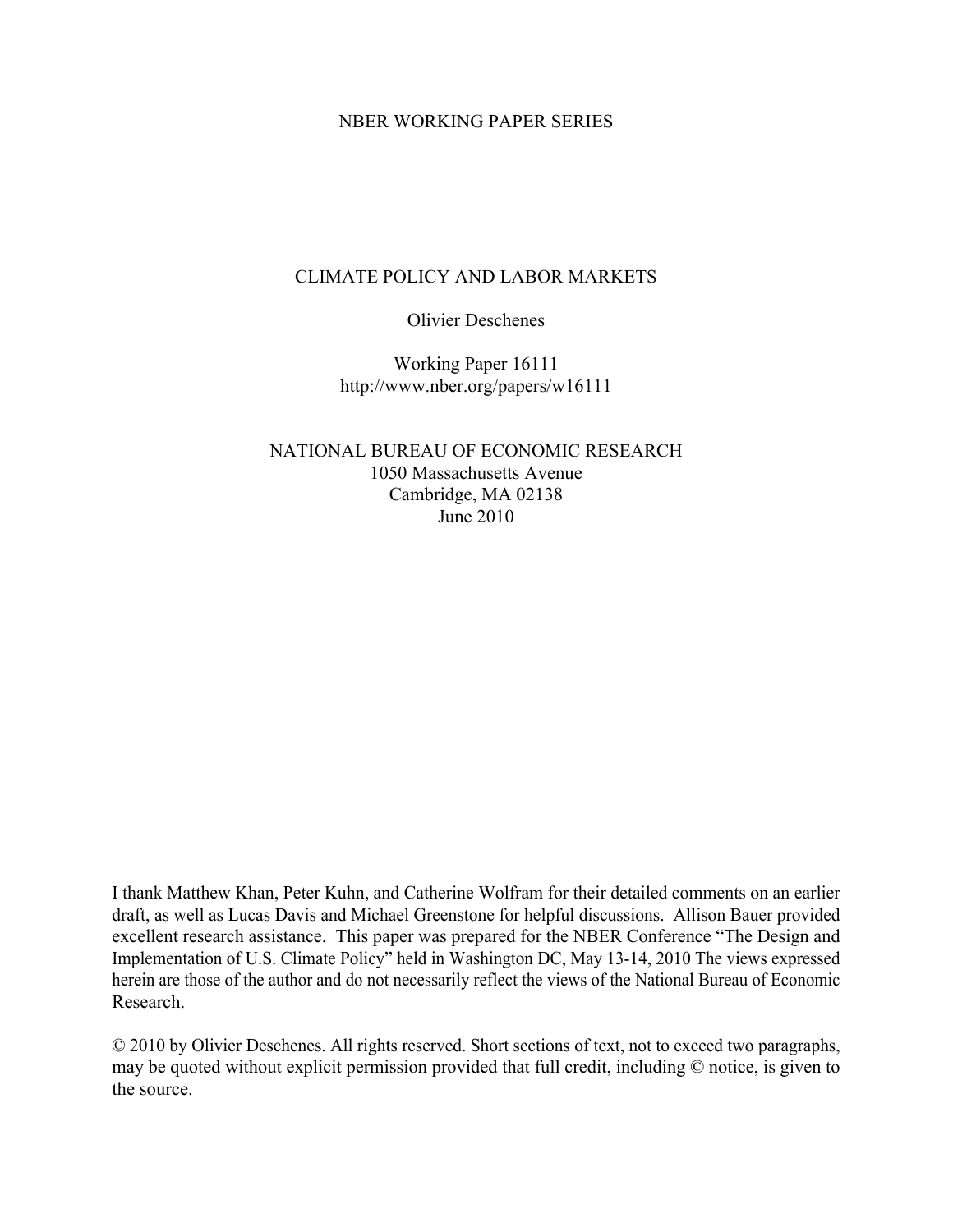NBER WORKING PAPER SERIES

# CLIMATE POLICY AND LABOR MARKETS

Olivier Deschenes

Working Paper 16111
http://www.nber.org/papers/w16111

NATIONAL BUREAU OF ECONOMIC RESEARCH
1050 Massachusetts Avenue
Cambridge, MA 02138
June 2010

I thank Matthew Khan, Peter Kuhn, and Catherine Wolfram for their detailed comments on an earlier draft, as well as Lucas Davis and Michael Greenstone for helpful discussions. Allison Bauer provided excellent research assistance. This paper was prepared for the NBER Conference "The Design and Implementation of U.S. Climate Policy" held in Washington DC, May 13-14, 2010 The views expressed herein are those of the author and do not necessarily reflect the views of the National Bureau of Economic Research.

© 2010 by Olivier Deschenes. All rights reserved. Short sections of text, not to exceed two paragraphs, may be quoted without explicit permission provided that full credit, including © notice, is given to the source.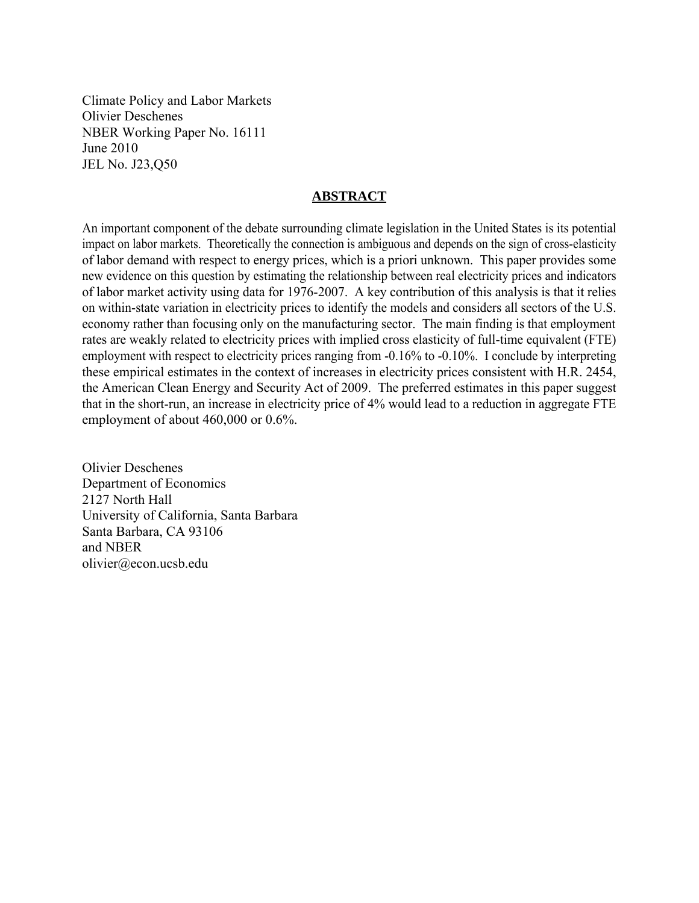Climate Policy and Labor Markets
Olivier Deschenes
NBER Working Paper No. 16111
June 2010
JEL No. J23,Q50

## ABSTRACT

An important component of the debate surrounding climate legislation in the United States is its potential impact on labor markets. Theoretically the connection is ambiguous and depends on the sign of cross-elasticity of labor demand with respect to energy prices, which is a priori unknown. This paper provides some new evidence on this question by estimating the relationship between real electricity prices and indicators of labor market activity using data for 1976-2007. A key contribution of this analysis is that it relies on within-state variation in electricity prices to identify the models and considers all sectors of the U.S. economy rather than focusing only on the manufacturing sector. The main finding is that employment rates are weakly related to electricity prices with implied cross elasticity of full-time equivalent (FTE) employment with respect to electricity prices ranging from -0.16% to -0.10%. I conclude by interpreting these empirical estimates in the context of increases in electricity prices consistent with H.R. 2454, the American Clean Energy and Security Act of 2009. The preferred estimates in this paper suggest that in the short-run, an increase in electricity price of 4% would lead to a reduction in aggregate FTE employment of about 460,000 or 0.6%.

Olivier Deschenes
Department of Economics
2127 North Hall
University of California, Santa Barbara
Santa Barbara, CA 93106
and NBER
olivier@econ.ucsb.edu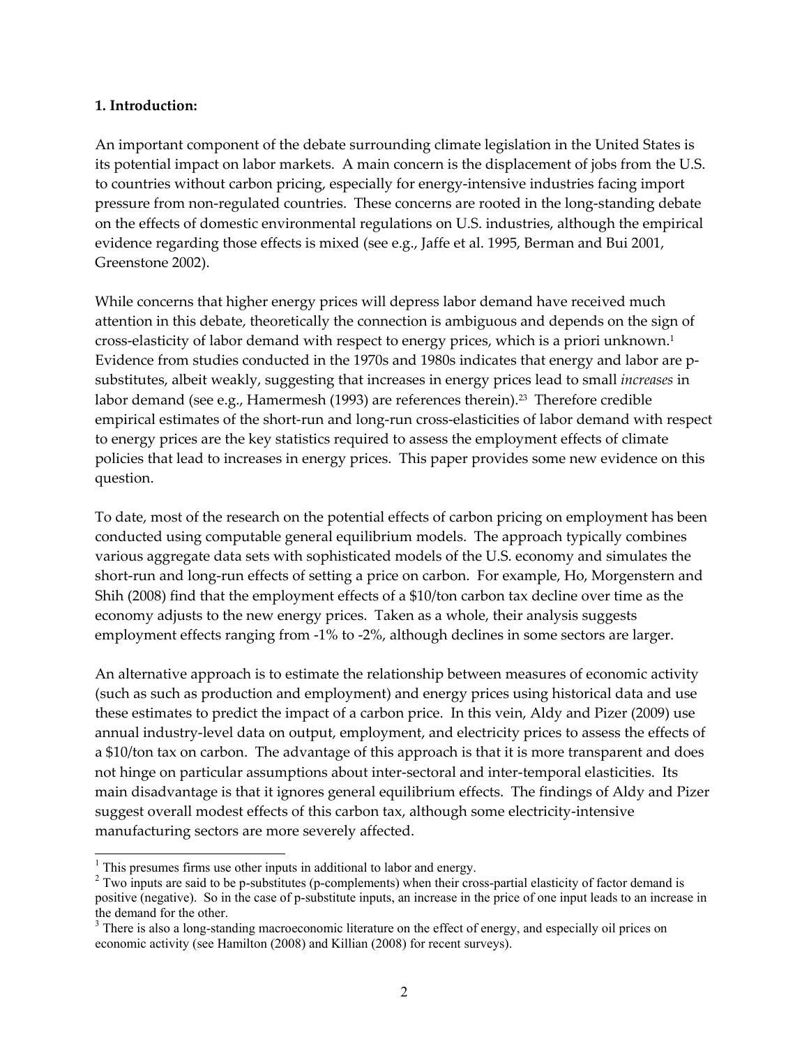**1. Introduction:**

An important component of the debate surrounding climate legislation in the United States is its potential impact on labor markets. A main concern is the displacement of jobs from the U.S. to countries without carbon pricing, especially for energy-intensive industries facing import pressure from non-regulated countries. These concerns are rooted in the long-standing debate on the effects of domestic environmental regulations on U.S. industries, although the empirical evidence regarding those effects is mixed (see e.g., Jaffe et al. 1995, Berman and Bui 2001, Greenstone 2002).

While concerns that higher energy prices will depress labor demand have received much attention in this debate, theoretically the connection is ambiguous and depends on the sign of cross-elasticity of labor demand with respect to energy prices, which is a priori unknown.[1] Evidence from studies conducted in the 1970s and 1980s indicates that energy and labor are p-substitutes, albeit weakly, suggesting that increases in energy prices lead to small *increases* in labor demand (see e.g., Hamermesh (1993) are references therein).[2,3] Therefore credible empirical estimates of the short-run and long-run cross-elasticities of labor demand with respect to energy prices are the key statistics required to assess the employment effects of climate policies that lead to increases in energy prices. This paper provides some new evidence on this question.

To date, most of the research on the potential effects of carbon pricing on employment has been conducted using computable general equilibrium models. The approach typically combines various aggregate data sets with sophisticated models of the U.S. economy and simulates the short-run and long-run effects of setting a price on carbon. For example, Ho, Morgenstern and Shih (2008) find that the employment effects of a $10/ton carbon tax decline over time as the economy adjusts to the new energy prices. Taken as a whole, their analysis suggests employment effects ranging from -1% to -2%, although declines in some sectors are larger.

An alternative approach is to estimate the relationship between measures of economic activity (such as such as production and employment) and energy prices using historical data and use these estimates to predict the impact of a carbon price. In this vein, Aldy and Pizer (2009) use annual industry-level data on output, employment, and electricity prices to assess the effects of a $10/ton tax on carbon. The advantage of this approach is that it is more transparent and does not hinge on particular assumptions about inter-sectoral and inter-temporal elasticities. Its main disadvantage is that it ignores general equilibrium effects. The findings of Aldy and Pizer suggest overall modest effects of this carbon tax, although some electricity-intensive manufacturing sectors are more severely affected.

---

[1] This presumes firms use other inputs in additional to labor and energy.

[2] Two inputs are said to be p-substitutes (p-complements) when their cross-partial elasticity of factor demand is positive (negative). So in the case of p-substitute inputs, an increase in the price of one input leads to an increase in the demand for the other.

[3] There is also a long-standing macroeconomic literature on the effect of energy, and especially oil prices on economic activity (see Hamilton (2008) and Killian (2008) for recent surveys).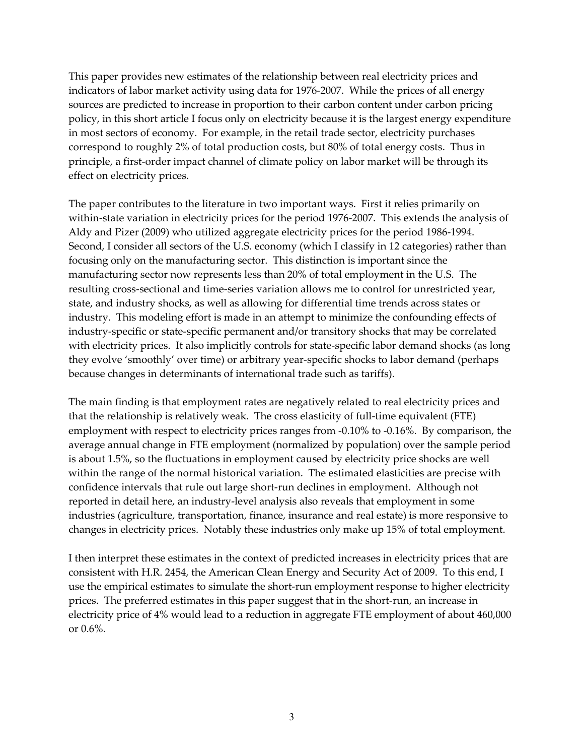This paper provides new estimates of the relationship between real electricity prices and indicators of labor market activity using data for 1976-2007. While the prices of all energy sources are predicted to increase in proportion to their carbon content under carbon pricing policy, in this short article I focus only on electricity because it is the largest energy expenditure in most sectors of economy. For example, in the retail trade sector, electricity purchases correspond to roughly 2% of total production costs, but 80% of total energy costs. Thus in principle, a first-order impact channel of climate policy on labor market will be through its effect on electricity prices.

The paper contributes to the literature in two important ways. First it relies primarily on within-state variation in electricity prices for the period 1976-2007. This extends the analysis of Aldy and Pizer (2009) who utilized aggregate electricity prices for the period 1986-1994. Second, I consider all sectors of the U.S. economy (which I classify in 12 categories) rather than focusing only on the manufacturing sector. This distinction is important since the manufacturing sector now represents less than 20% of total employment in the U.S. The resulting cross-sectional and time-series variation allows me to control for unrestricted year, state, and industry shocks, as well as allowing for differential time trends across states or industry. This modeling effort is made in an attempt to minimize the confounding effects of industry-specific or state-specific permanent and/or transitory shocks that may be correlated with electricity prices. It also implicitly controls for state-specific labor demand shocks (as long they evolve 'smoothly' over time) or arbitrary year-specific shocks to labor demand (perhaps because changes in determinants of international trade such as tariffs).

The main finding is that employment rates are negatively related to real electricity prices and that the relationship is relatively weak. The cross elasticity of full-time equivalent (FTE) employment with respect to electricity prices ranges from -0.10% to -0.16%. By comparison, the average annual change in FTE employment (normalized by population) over the sample period is about 1.5%, so the fluctuations in employment caused by electricity price shocks are well within the range of the normal historical variation. The estimated elasticities are precise with confidence intervals that rule out large short-run declines in employment. Although not reported in detail here, an industry-level analysis also reveals that employment in some industries (agriculture, transportation, finance, insurance and real estate) is more responsive to changes in electricity prices. Notably these industries only make up 15% of total employment.

I then interpret these estimates in the context of predicted increases in electricity prices that are consistent with H.R. 2454, the American Clean Energy and Security Act of 2009. To this end, I use the empirical estimates to simulate the short-run employment response to higher electricity prices. The preferred estimates in this paper suggest that in the short-run, an increase in electricity price of 4% would lead to a reduction in aggregate FTE employment of about 460,000 or 0.6%.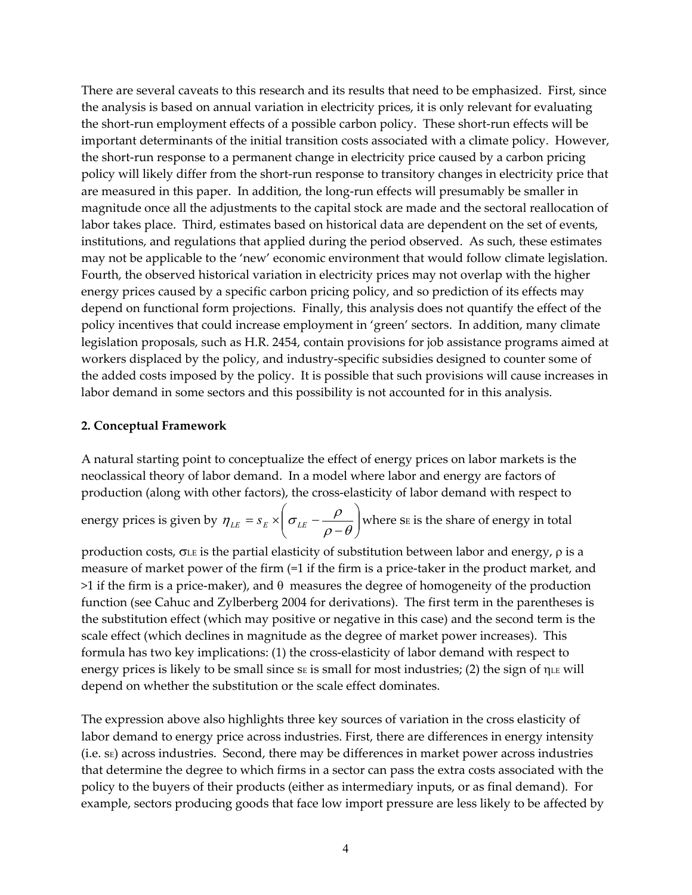There are several caveats to this research and its results that need to be emphasized. First, since the analysis is based on annual variation in electricity prices, it is only relevant for evaluating the short-run employment effects of a possible carbon policy. These short-run effects will be important determinants of the initial transition costs associated with a climate policy. However, the short-run response to a permanent change in electricity price caused by a carbon pricing policy will likely differ from the short-run response to transitory changes in electricity price that are measured in this paper. In addition, the long-run effects will presumably be smaller in magnitude once all the adjustments to the capital stock are made and the sectoral reallocation of labor takes place. Third, estimates based on historical data are dependent on the set of events, institutions, and regulations that applied during the period observed. As such, these estimates may not be applicable to the 'new' economic environment that would follow climate legislation. Fourth, the observed historical variation in electricity prices may not overlap with the higher energy prices caused by a specific carbon pricing policy, and so prediction of its effects may depend on functional form projections. Finally, this analysis does not quantify the effect of the policy incentives that could increase employment in 'green' sectors. In addition, many climate legislation proposals, such as H.R. 2454, contain provisions for job assistance programs aimed at workers displaced by the policy, and industry-specific subsidies designed to counter some of the added costs imposed by the policy. It is possible that such provisions will cause increases in labor demand in some sectors and this possibility is not accounted for in this analysis.

## 2. Conceptual Framework

A natural starting point to conceptualize the effect of energy prices on labor markets is the neoclassical theory of labor demand. In a model where labor and energy are factors of production (along with other factors), the cross-elasticity of labor demand with respect to energy prices is given by $\eta_{LE} = s_E \times \left( \sigma_{LE} - \frac{\rho}{\rho - \theta} \right)$ where $s_E$ is the share of energy in total production costs, $\sigma_{LE}$ is the partial elasticity of substitution between labor and energy, $\rho$ is a measure of market power of the firm (=1 if the firm is a price-taker in the product market, and >1 if the firm is a price-maker), and $\theta$ measures the degree of homogeneity of the production function (see Cahuc and Zylberberg 2004 for derivations). The first term in the parentheses is the substitution effect (which may positive or negative in this case) and the second term is the scale effect (which declines in magnitude as the degree of market power increases). This formula has two key implications: (1) the cross-elasticity of labor demand with respect to energy prices is likely to be small since $s_E$ is small for most industries; (2) the sign of $\eta_{LE}$ will depend on whether the substitution or the scale effect dominates.

The expression above also highlights three key sources of variation in the cross elasticity of labor demand to energy price across industries. First, there are differences in energy intensity (i.e. $s_E$) across industries. Second, there may be differences in market power across industries that determine the degree to which firms in a sector can pass the extra costs associated with the policy to the buyers of their products (either as intermediary inputs, or as final demand). For example, sectors producing goods that face low import pressure are less likely to be affected by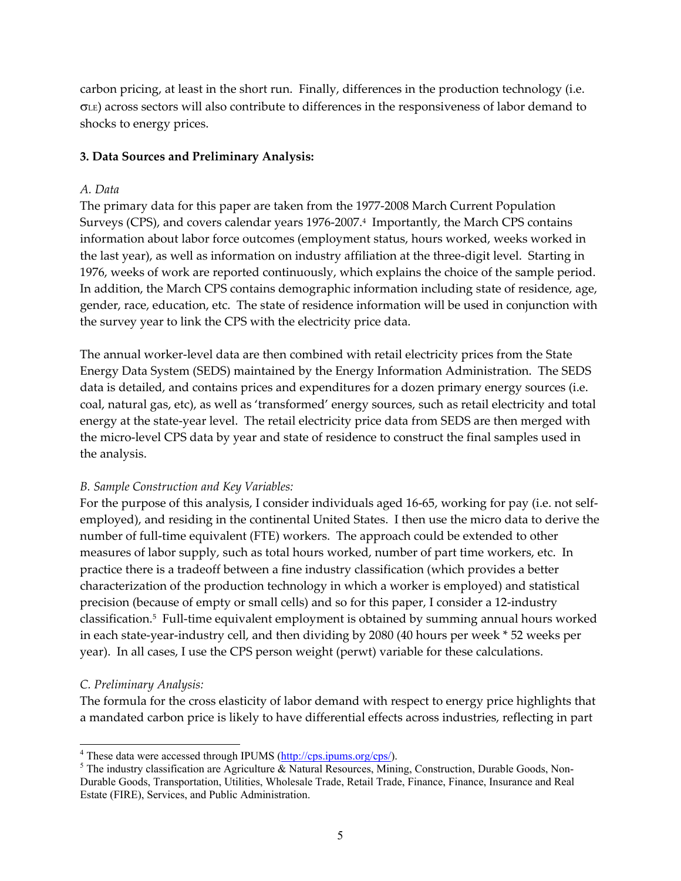carbon pricing, at least in the short run. Finally, differences in the production technology (i.e. $\sigma_{LE}$) across sectors will also contribute to differences in the responsiveness of labor demand to shocks to energy prices.

### 3. Data Sources and Preliminary Analysis:

*A. Data*

The primary data for this paper are taken from the 1977-2008 March Current Population Surveys (CPS), and covers calendar years 1976-2007.[4] Importantly, the March CPS contains information about labor force outcomes (employment status, hours worked, weeks worked in the last year), as well as information on industry affiliation at the three-digit level. Starting in 1976, weeks of work are reported continuously, which explains the choice of the sample period. In addition, the March CPS contains demographic information including state of residence, age, gender, race, education, etc. The state of residence information will be used in conjunction with the survey year to link the CPS with the electricity price data.

The annual worker-level data are then combined with retail electricity prices from the State Energy Data System (SEDS) maintained by the Energy Information Administration. The SEDS data is detailed, and contains prices and expenditures for a dozen primary energy sources (i.e. coal, natural gas, etc), as well as 'transformed' energy sources, such as retail electricity and total energy at the state-year level. The retail electricity price data from SEDS are then merged with the micro-level CPS data by year and state of residence to construct the final samples used in the analysis.

*B. Sample Construction and Key Variables:*

For the purpose of this analysis, I consider individuals aged 16-65, working for pay (i.e. not self-employed), and residing in the continental United States. I then use the micro data to derive the number of full-time equivalent (FTE) workers. The approach could be extended to other measures of labor supply, such as total hours worked, number of part time workers, etc. In practice there is a tradeoff between a fine industry classification (which provides a better characterization of the production technology in which a worker is employed) and statistical precision (because of empty or small cells) and so for this paper, I consider a 12-industry classification.[5] Full-time equivalent employment is obtained by summing annual hours worked in each state-year-industry cell, and then dividing by 2080 (40 hours per week * 52 weeks per year). In all cases, I use the CPS person weight (perwt) variable for these calculations.

*C. Preliminary Analysis:*

The formula for the cross elasticity of labor demand with respect to energy price highlights that a mandated carbon price is likely to have differential effects across industries, reflecting in part

---

[4] These data were accessed through IPUMS (http://cps.ipums.org/cps/).

[5] The industry classification are Agriculture & Natural Resources, Mining, Construction, Durable Goods, Non-Durable Goods, Transportation, Utilities, Wholesale Trade, Retail Trade, Finance, Finance, Insurance and Real Estate (FIRE), Services, and Public Administration.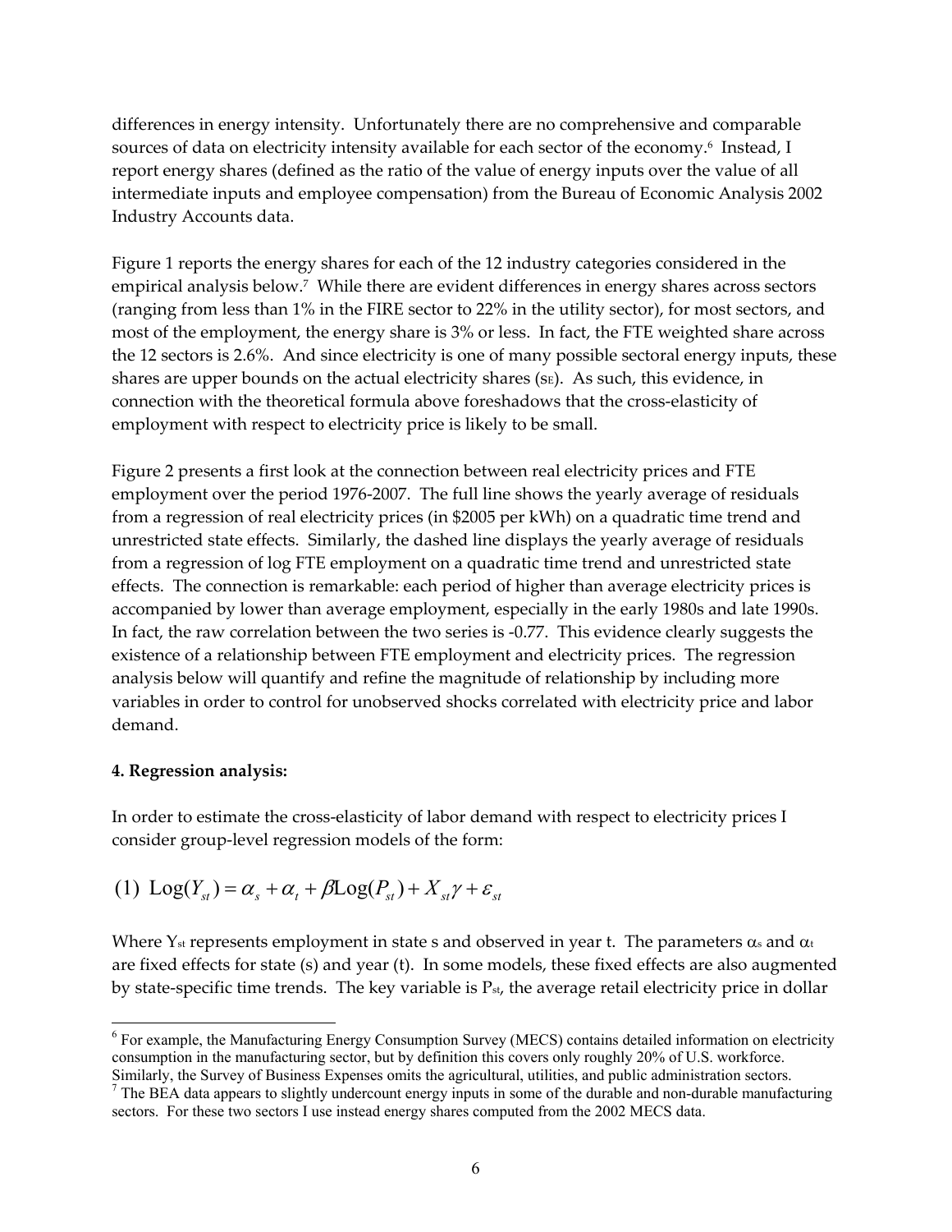differences in energy intensity. Unfortunately there are no comprehensive and comparable sources of data on electricity intensity available for each sector of the economy.[6] Instead, I report energy shares (defined as the ratio of the value of energy inputs over the value of all intermediate inputs and employee compensation) from the Bureau of Economic Analysis 2002 Industry Accounts data.

Figure 1 reports the energy shares for each of the 12 industry categories considered in the empirical analysis below.[7] While there are evident differences in energy shares across sectors (ranging from less than 1% in the FIRE sector to 22% in the utility sector), for most sectors, and most of the employment, the energy share is 3% or less. In fact, the FTE weighted share across the 12 sectors is 2.6%. And since electricity is one of many possible sectoral energy inputs, these shares are upper bounds on the actual electricity shares ($s_E$). As such, this evidence, in connection with the theoretical formula above foreshadows that the cross-elasticity of employment with respect to electricity price is likely to be small.

Figure 2 presents a first look at the connection between real electricity prices and FTE employment over the period 1976-2007. The full line shows the yearly average of residuals from a regression of real electricity prices (in $2005 per kWh) on a quadratic time trend and unrestricted state effects. Similarly, the dashed line displays the yearly average of residuals from a regression of log FTE employment on a quadratic time trend and unrestricted state effects. The connection is remarkable: each period of higher than average electricity prices is accompanied by lower than average employment, especially in the early 1980s and late 1990s. In fact, the raw correlation between the two series is -0.77. This evidence clearly suggests the existence of a relationship between FTE employment and electricity prices. The regression analysis below will quantify and refine the magnitude of relationship by including more variables in order to control for unobserved shocks correlated with electricity price and labor demand.

**4. Regression analysis:**

In order to estimate the cross-elasticity of labor demand with respect to electricity prices I consider group-level regression models of the form:

$$(1)\ \text{Log}(Y_{st}) = \alpha_s + \alpha_t + \beta \text{Log}(P_{st}) + X_{st}\gamma + \varepsilon_{st}$$

Where $Y_{st}$ represents employment in state s and observed in year t. The parameters $\alpha_s$ and $\alpha_t$ are fixed effects for state (s) and year (t). In some models, these fixed effects are also augmented by state-specific time trends. The key variable is $P_{st}$, the average retail electricity price in dollar

[6] For example, the Manufacturing Energy Consumption Survey (MECS) contains detailed information on electricity consumption in the manufacturing sector, but by definition this covers only roughly 20% of U.S. workforce. Similarly, the Survey of Business Expenses omits the agricultural, utilities, and public administration sectors.

[7] The BEA data appears to slightly undercount energy inputs in some of the durable and non-durable manufacturing sectors. For these two sectors I use instead energy shares computed from the 2002 MECS data.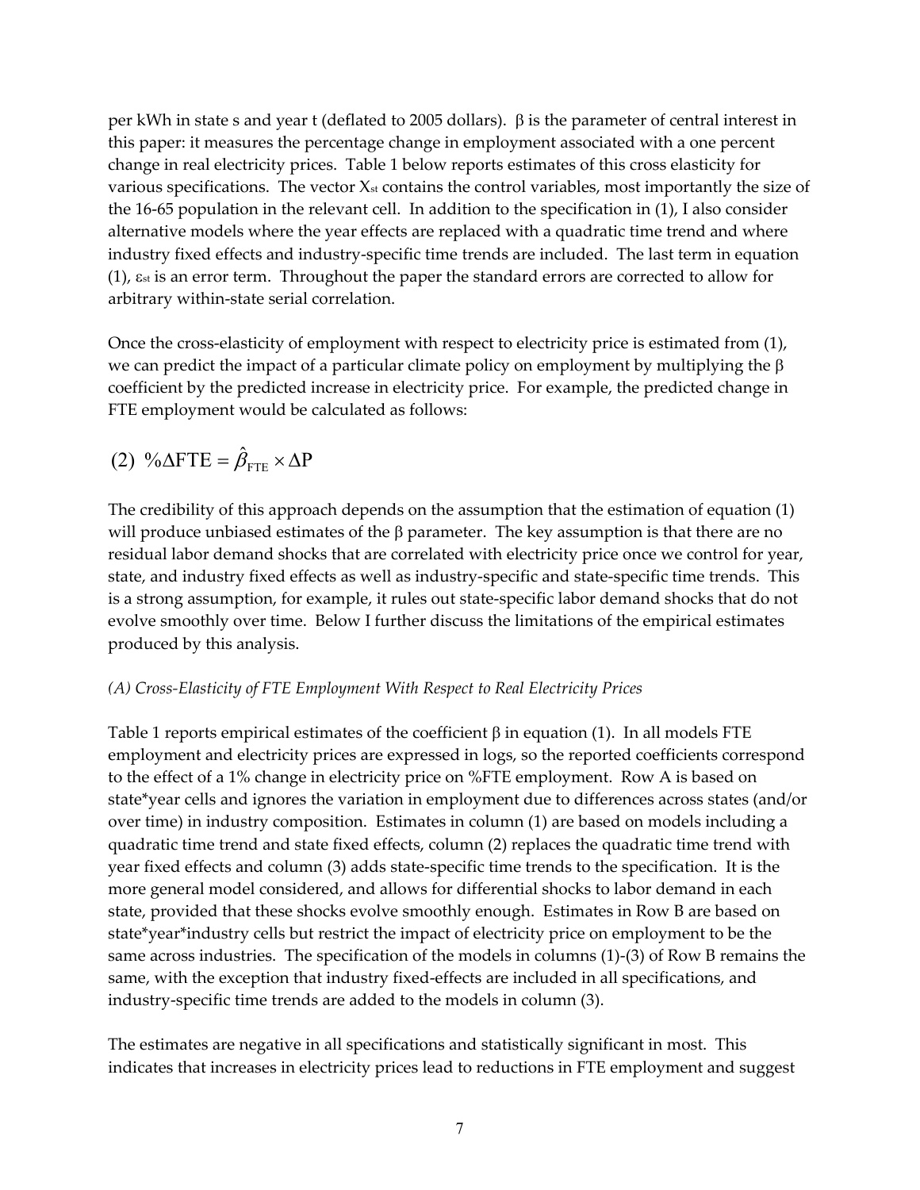per kWh in state s and year t (deflated to 2005 dollars). $\beta$ is the parameter of central interest in this paper: it measures the percentage change in employment associated with a one percent change in real electricity prices. Table 1 below reports estimates of this cross elasticity for various specifications. The vector $X_{st}$ contains the control variables, most importantly the size of the 16-65 population in the relevant cell. In addition to the specification in (1), I also consider alternative models where the year effects are replaced with a quadratic time trend and where industry fixed effects and industry-specific time trends are included. The last term in equation (1), $\varepsilon_{st}$ is an error term. Throughout the paper the standard errors are corrected to allow for arbitrary within-state serial correlation.

Once the cross-elasticity of employment with respect to electricity price is estimated from (1), we can predict the impact of a particular climate policy on employment by multiplying the $\beta$ coefficient by the predicted increase in electricity price. For example, the predicted change in FTE employment would be calculated as follows:

$$(2)\ \ \%\Delta\text{FTE} = \hat{\beta}_{\text{FTE}} \times \Delta\text{P}$$

The credibility of this approach depends on the assumption that the estimation of equation (1) will produce unbiased estimates of the $\beta$ parameter. The key assumption is that there are no residual labor demand shocks that are correlated with electricity price once we control for year, state, and industry fixed effects as well as industry-specific and state-specific time trends. This is a strong assumption, for example, it rules out state-specific labor demand shocks that do not evolve smoothly over time. Below I further discuss the limitations of the empirical estimates produced by this analysis.

*(A) Cross-Elasticity of FTE Employment With Respect to Real Electricity Prices*

Table 1 reports empirical estimates of the coefficient $\beta$ in equation (1). In all models FTE employment and electricity prices are expressed in logs, so the reported coefficients correspond to the effect of a 1% change in electricity price on %FTE employment. Row A is based on state*year cells and ignores the variation in employment due to differences across states (and/or over time) in industry composition. Estimates in column (1) are based on models including a quadratic time trend and state fixed effects, column (2) replaces the quadratic time trend with year fixed effects and column (3) adds state-specific time trends to the specification. It is the more general model considered, and allows for differential shocks to labor demand in each state, provided that these shocks evolve smoothly enough. Estimates in Row B are based on state*year*industry cells but restrict the impact of electricity price on employment to be the same across industries. The specification of the models in columns (1)-(3) of Row B remains the same, with the exception that industry fixed-effects are included in all specifications, and industry-specific time trends are added to the models in column (3).

The estimates are negative in all specifications and statistically significant in most. This indicates that increases in electricity prices lead to reductions in FTE employment and suggest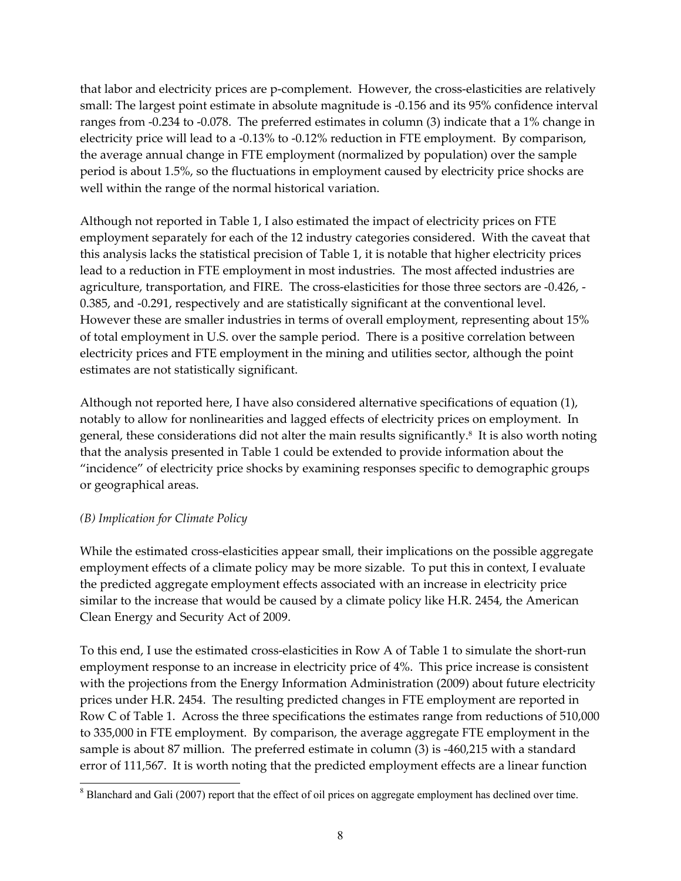that labor and electricity prices are p-complement. However, the cross-elasticities are relatively small: The largest point estimate in absolute magnitude is -0.156 and its 95% confidence interval ranges from -0.234 to -0.078. The preferred estimates in column (3) indicate that a 1% change in electricity price will lead to a -0.13% to -0.12% reduction in FTE employment. By comparison, the average annual change in FTE employment (normalized by population) over the sample period is about 1.5%, so the fluctuations in employment caused by electricity price shocks are well within the range of the normal historical variation.

Although not reported in Table 1, I also estimated the impact of electricity prices on FTE employment separately for each of the 12 industry categories considered. With the caveat that this analysis lacks the statistical precision of Table 1, it is notable that higher electricity prices lead to a reduction in FTE employment in most industries. The most affected industries are agriculture, transportation, and FIRE. The cross-elasticities for those three sectors are -0.426, -0.385, and -0.291, respectively and are statistically significant at the conventional level. However these are smaller industries in terms of overall employment, representing about 15% of total employment in U.S. over the sample period. There is a positive correlation between electricity prices and FTE employment in the mining and utilities sector, although the point estimates are not statistically significant.

Although not reported here, I have also considered alternative specifications of equation (1), notably to allow for nonlinearities and lagged effects of electricity prices on employment. In general, these considerations did not alter the main results significantly.[8] It is also worth noting that the analysis presented in Table 1 could be extended to provide information about the "incidence" of electricity price shocks by examining responses specific to demographic groups or geographical areas.

*(B) Implication for Climate Policy*

While the estimated cross-elasticities appear small, their implications on the possible aggregate employment effects of a climate policy may be more sizable. To put this in context, I evaluate the predicted aggregate employment effects associated with an increase in electricity price similar to the increase that would be caused by a climate policy like H.R. 2454, the American Clean Energy and Security Act of 2009.

To this end, I use the estimated cross-elasticities in Row A of Table 1 to simulate the short-run employment response to an increase in electricity price of 4%. This price increase is consistent with the projections from the Energy Information Administration (2009) about future electricity prices under H.R. 2454. The resulting predicted changes in FTE employment are reported in Row C of Table 1. Across the three specifications the estimates range from reductions of 510,000 to 335,000 in FTE employment. By comparison, the average aggregate FTE employment in the sample is about 87 million. The preferred estimate in column (3) is -460,215 with a standard error of 111,567. It is worth noting that the predicted employment effects are a linear function

[8] Blanchard and Gali (2007) report that the effect of oil prices on aggregate employment has declined over time.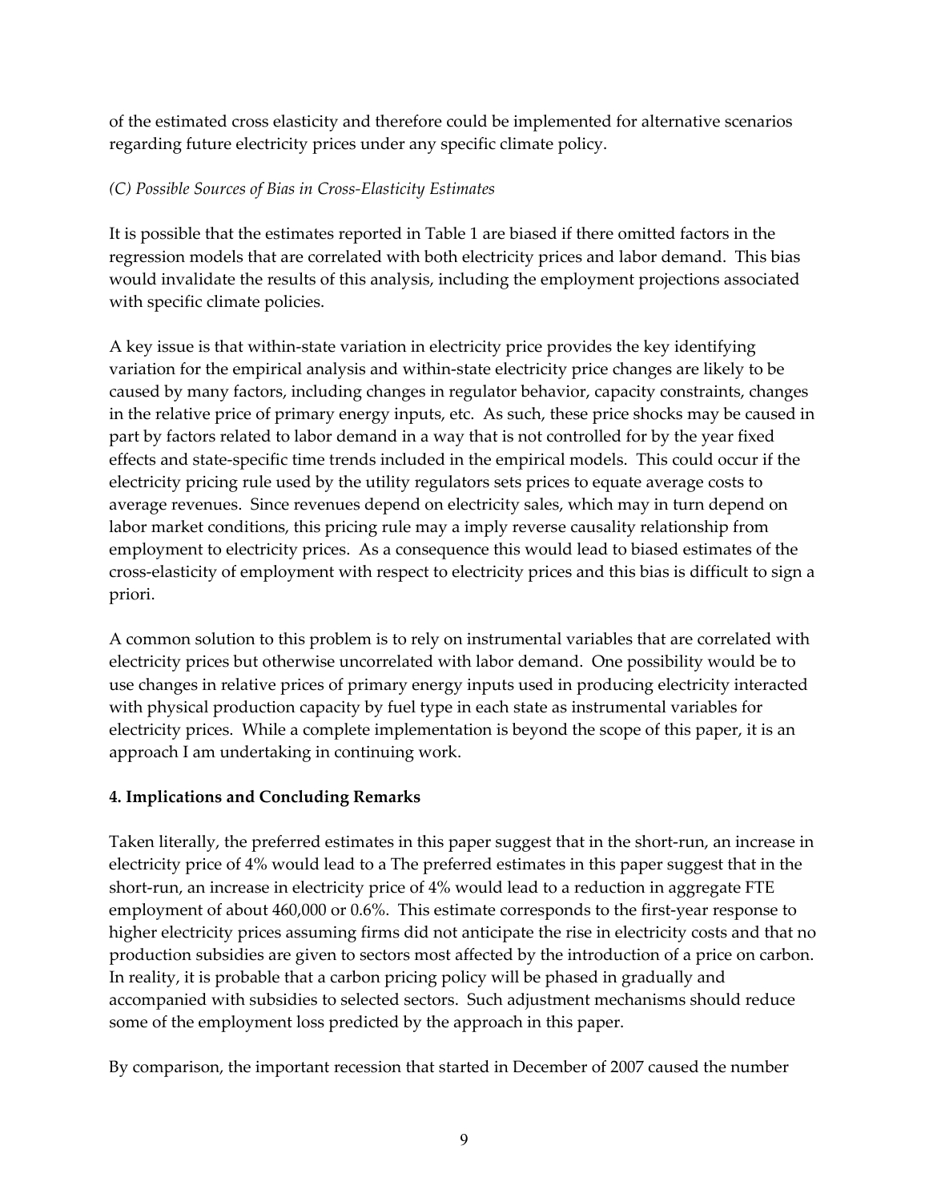of the estimated cross elasticity and therefore could be implemented for alternative scenarios regarding future electricity prices under any specific climate policy.

*(C) Possible Sources of Bias in Cross-Elasticity Estimates*

It is possible that the estimates reported in Table 1 are biased if there omitted factors in the regression models that are correlated with both electricity prices and labor demand. This bias would invalidate the results of this analysis, including the employment projections associated with specific climate policies.

A key issue is that within-state variation in electricity price provides the key identifying variation for the empirical analysis and within-state electricity price changes are likely to be caused by many factors, including changes in regulator behavior, capacity constraints, changes in the relative price of primary energy inputs, etc. As such, these price shocks may be caused in part by factors related to labor demand in a way that is not controlled for by the year fixed effects and state-specific time trends included in the empirical models. This could occur if the electricity pricing rule used by the utility regulators sets prices to equate average costs to average revenues. Since revenues depend on electricity sales, which may in turn depend on labor market conditions, this pricing rule may a imply reverse causality relationship from employment to electricity prices. As a consequence this would lead to biased estimates of the cross-elasticity of employment with respect to electricity prices and this bias is difficult to sign a priori.

A common solution to this problem is to rely on instrumental variables that are correlated with electricity prices but otherwise uncorrelated with labor demand. One possibility would be to use changes in relative prices of primary energy inputs used in producing electricity interacted with physical production capacity by fuel type in each state as instrumental variables for electricity prices. While a complete implementation is beyond the scope of this paper, it is an approach I am undertaking in continuing work.

## 4. Implications and Concluding Remarks

Taken literally, the preferred estimates in this paper suggest that in the short-run, an increase in electricity price of 4% would lead to a The preferred estimates in this paper suggest that in the short-run, an increase in electricity price of 4% would lead to a reduction in aggregate FTE employment of about 460,000 or 0.6%. This estimate corresponds to the first-year response to higher electricity prices assuming firms did not anticipate the rise in electricity costs and that no production subsidies are given to sectors most affected by the introduction of a price on carbon. In reality, it is probable that a carbon pricing policy will be phased in gradually and accompanied with subsidies to selected sectors. Such adjustment mechanisms should reduce some of the employment loss predicted by the approach in this paper.

By comparison, the important recession that started in December of 2007 caused the number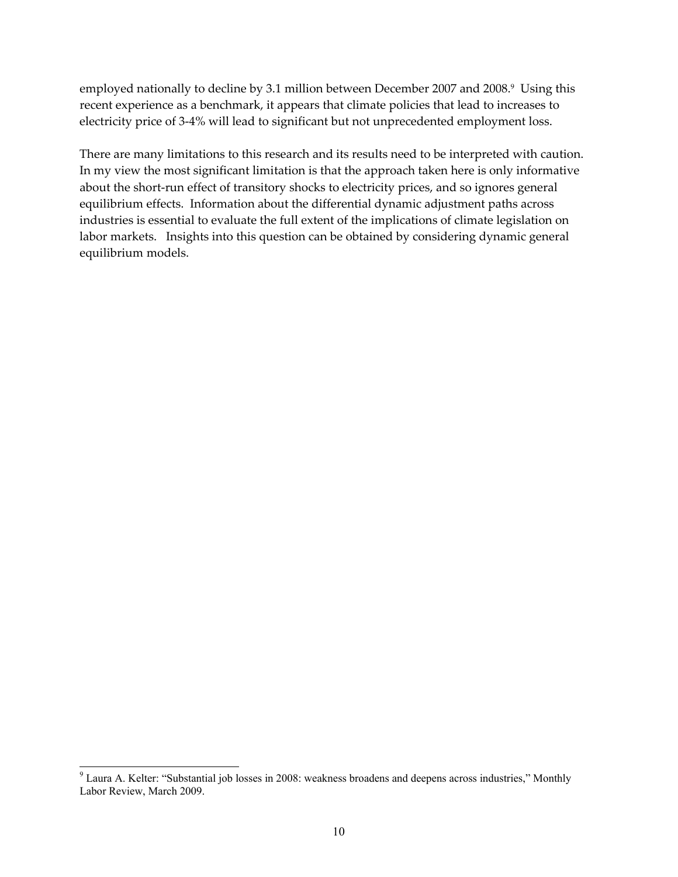employed nationally to decline by 3.1 million between December 2007 and 2008.[9] Using this recent experience as a benchmark, it appears that climate policies that lead to increases to electricity price of 3-4% will lead to significant but not unprecedented employment loss.

There are many limitations to this research and its results need to be interpreted with caution. In my view the most significant limitation is that the approach taken here is only informative about the short-run effect of transitory shocks to electricity prices, and so ignores general equilibrium effects. Information about the differential dynamic adjustment paths across industries is essential to evaluate the full extent of the implications of climate legislation on labor markets. Insights into this question can be obtained by considering dynamic general equilibrium models.

---

[9] Laura A. Kelter: "Substantial job losses in 2008: weakness broadens and deepens across industries," Monthly Labor Review, March 2009.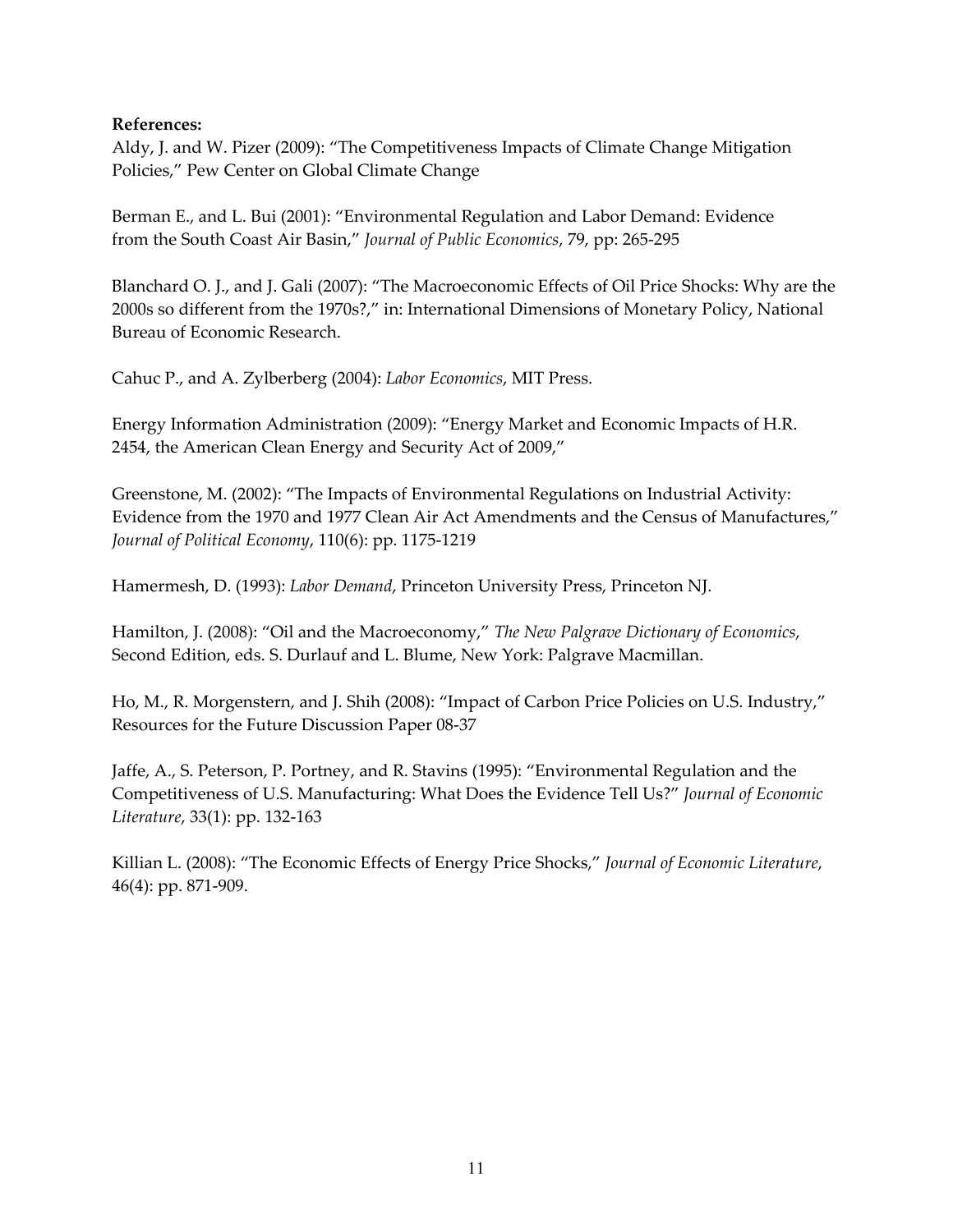**References:**

Aldy, J. and W. Pizer (2009): "The Competitiveness Impacts of Climate Change Mitigation Policies," Pew Center on Global Climate Change

Berman E., and L. Bui (2001): "Environmental Regulation and Labor Demand: Evidence from the South Coast Air Basin," *Journal of Public Economics*, 79, pp: 265-295

Blanchard O. J., and J. Gali (2007): "The Macroeconomic Effects of Oil Price Shocks: Why are the 2000s so different from the 1970s?," in: International Dimensions of Monetary Policy, National Bureau of Economic Research.

Cahuc P., and A. Zylberberg (2004): *Labor Economics*, MIT Press.

Energy Information Administration (2009): "Energy Market and Economic Impacts of H.R. 2454, the American Clean Energy and Security Act of 2009,"

Greenstone, M. (2002): "The Impacts of Environmental Regulations on Industrial Activity: Evidence from the 1970 and 1977 Clean Air Act Amendments and the Census of Manufactures," *Journal of Political Economy*, 110(6): pp. 1175-1219

Hamermesh, D. (1993): *Labor Demand*, Princeton University Press, Princeton NJ.

Hamilton, J. (2008): "Oil and the Macroeconomy," *The New Palgrave Dictionary of Economics*, Second Edition, eds. S. Durlauf and L. Blume, New York: Palgrave Macmillan.

Ho, M., R. Morgenstern, and J. Shih (2008): "Impact of Carbon Price Policies on U.S. Industry," Resources for the Future Discussion Paper 08-37

Jaffe, A., S. Peterson, P. Portney, and R. Stavins (1995): "Environmental Regulation and the Competitiveness of U.S. Manufacturing: What Does the Evidence Tell Us?" *Journal of Economic Literature*, 33(1): pp. 132-163

Killian L. (2008): "The Economic Effects of Energy Price Shocks," *Journal of Economic Literature*, 46(4): pp. 871-909.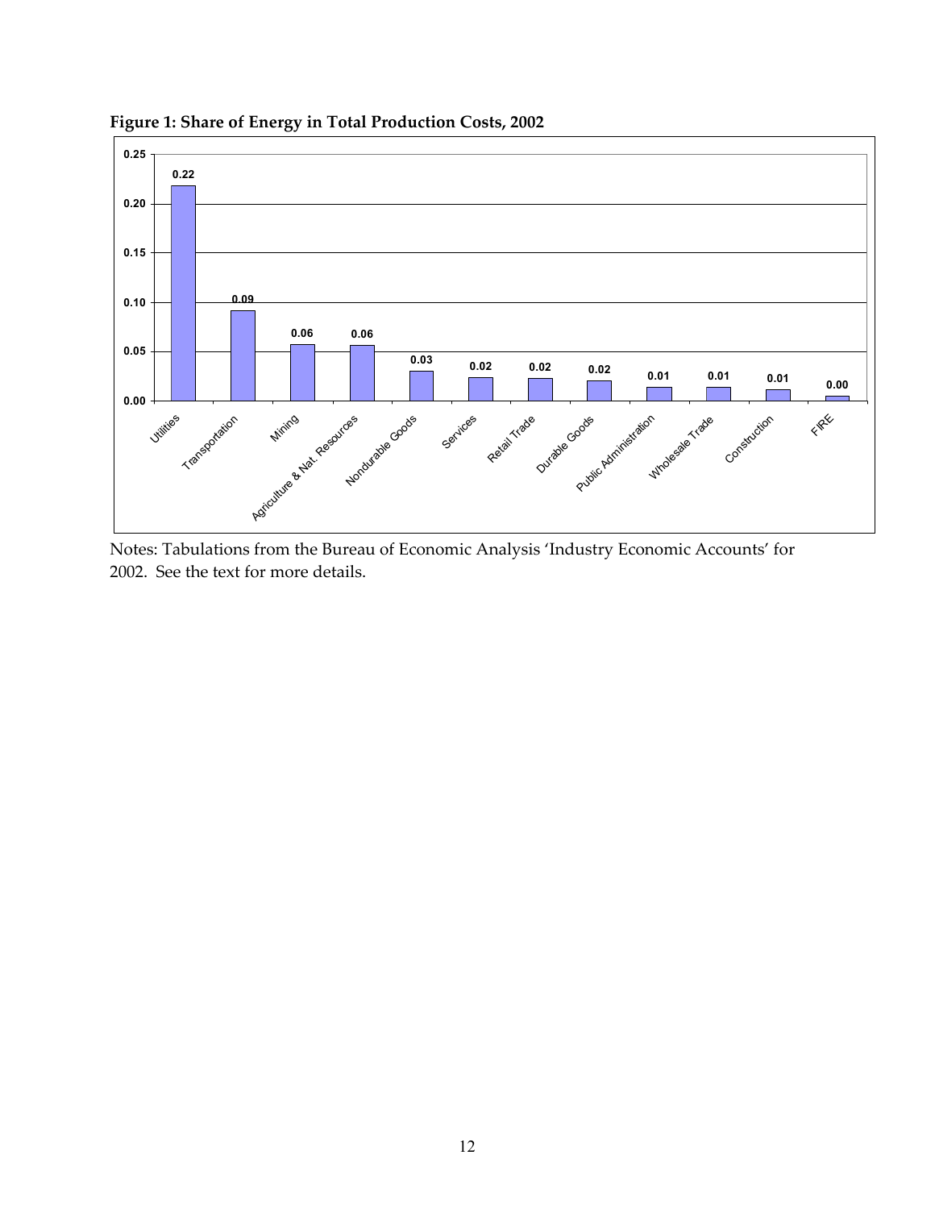**Figure 1: Share of Energy in Total Production Costs, 2002**

| Industry | Share |
|---|---|
| Utilities | 0.22 |
| Transportation | 0.09 |
| Mining | 0.06 |
| Agriculture & Nat. Resources | 0.06 |
| Nondurable Goods | 0.03 |
| Services | 0.02 |
| Retail Trade | 0.02 |
| Durable Goods | 0.02 |
| Public Administration | 0.01 |
| Wholesale Trade | 0.01 |
| Construction | 0.01 |
| FIRE | 0.00 |

Notes: Tabulations from the Bureau of Economic Analysis 'Industry Economic Accounts' for 2002. See the text for more details.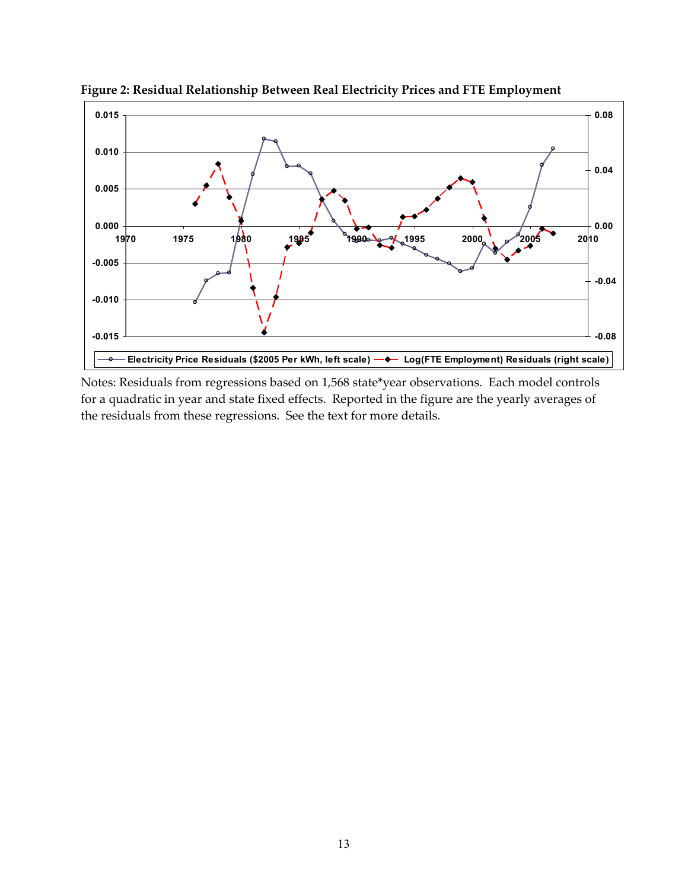**Figure 2: Residual Relationship Between Real Electricity Prices and FTE Employment**

Notes: Residuals from regressions based on 1,568 state*year observations. Each model controls for a quadratic in year and state fixed effects. Reported in the figure are the yearly averages of the residuals from these regressions. See the text for more details.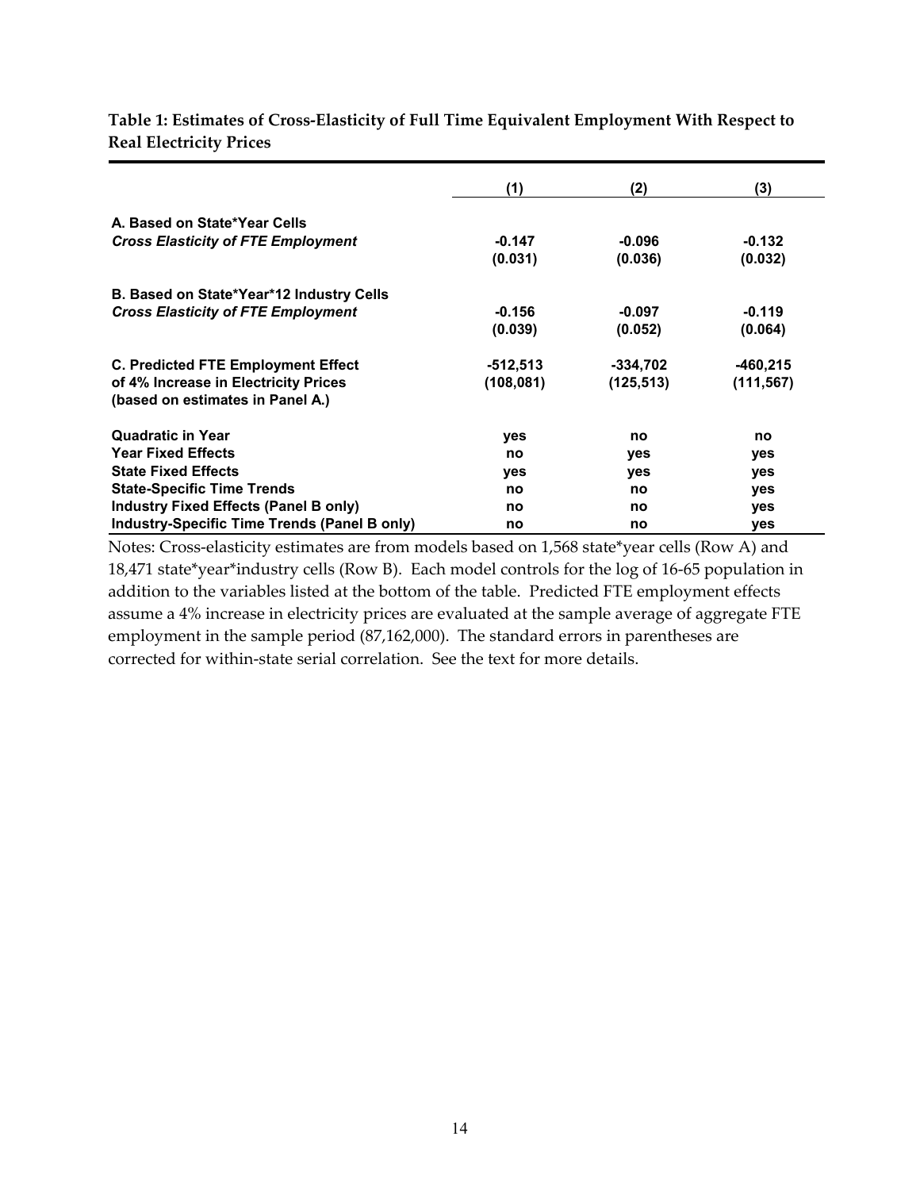**Table 1: Estimates of Cross-Elasticity of Full Time Equivalent Employment With Respect to Real Electricity Prices**

| | (1) | (2) | (3) |
|---|---|---|---|
| **A. Based on State*Year Cells** | | | |
| ***Cross Elasticity of FTE Employment*** | -0.147 | -0.096 | -0.132 |
| | (0.031) | (0.036) | (0.032) |
| **B. Based on State*Year*12 Industry Cells** | | | |
| ***Cross Elasticity of FTE Employment*** | -0.156 | -0.097 | -0.119 |
| | (0.039) | (0.052) | (0.064) |
| **C. Predicted FTE Employment Effect of 4% Increase in Electricity Prices (based on estimates in Panel A.)** | -512,513 | -334,702 | -460,215 |
| | (108,081) | (125,513) | (111,567) |
| **Quadratic in Year** | yes | no | no |
| **Year Fixed Effects** | no | yes | yes |
| **State Fixed Effects** | yes | yes | yes |
| **State-Specific Time Trends** | no | no | yes |
| **Industry Fixed Effects (Panel B only)** | no | no | yes |
| **Industry-Specific Time Trends (Panel B only)** | no | no | yes |

Notes: Cross-elasticity estimates are from models based on 1,568 state*year cells (Row A) and 18,471 state*year*industry cells (Row B). Each model controls for the log of 16-65 population in addition to the variables listed at the bottom of the table. Predicted FTE employment effects assume a 4% increase in electricity prices are evaluated at the sample average of aggregate FTE employment in the sample period (87,162,000). The standard errors in parentheses are corrected for within-state serial correlation. See the text for more details.